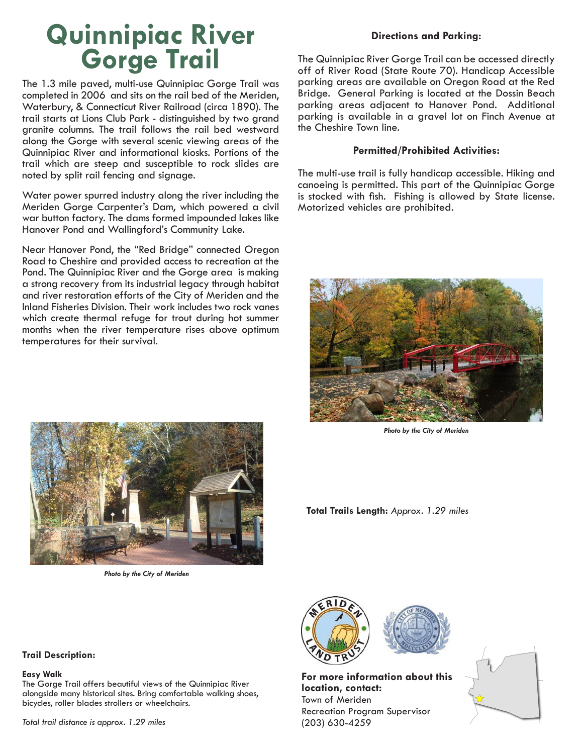# Quinnipiac River Gorge Trail

The 1.3 mile paved, multi-use Quinnipiac Gorge Trail was completed in 2006 and sits on the rail bed of the Meriden, Waterbury, & Connecticut River Railroad (circa 1890). The trail starts at Lions Club Park - distinguished by two grand granite columns. The trail follows the rail bed westward along the Gorge with several scenic viewing areas of the Quinnipiac River and informational kiosks. Portions of the trail which are steep and susceptible to rock slides are noted by split rail fencing and signage.

Water power spurred industry along the river including the Meriden Gorge Carpenter's Dam, which powered a civil war button factory. The dams formed impounded lakes like Hanover Pond and Wallingford's Community Lake.

Near Hanover Pond, the "Red Bridge" connected Oregon Road to Cheshire and provided access to recreation at the Pond. The Quinnipiac River and the Gorge area is making a strong recovery from its industrial legacy through habitat and river restoration efforts of the City of Meriden and the Inland Fisheries Division. Their work includes two rock vanes which create thermal refuge for trout during hot summer months when the river temperature rises above optimum temperatures for their survival.

*Photo by the City of Meriden*

### Directions and Parking:

The Quinnipiac River Gorge Trail can be accessed directly off of River Road (State Route 70). Handicap Accessible parking areas are available on Oregon Road at the Red Bridge. General Parking is located at the Dossin Beach parking areas adjacent to Hanover Pond. Additional parking is available in a gravel lot on Finch Avenue at the Cheshire Town line.

### Permitted/Prohibited Activities:

The multi-use trail is fully handicap accessible. Hiking and canoeing is permitted. This part of the Quinnipiac Gorge is stocked with fish. Fishing is allowed by State license. Motorized vehicles are prohibited.

*Photo by the City of Meriden*

**Total Trails Length:** *Approx. 1.29 miles*

### Trail Description:

**Easy Walk**
The Gorge Trail offers beautiful views of the Quinnipiac River alongside many historical sites. Bring comfortable walking shoes, bicycles, roller blades strollers or wheelchairs.

*Total trail distance is approx. 1.29 miles*

**For more information about this location, contact:**
Town of Meriden
Recreation Program Supervisor
(203) 630-4259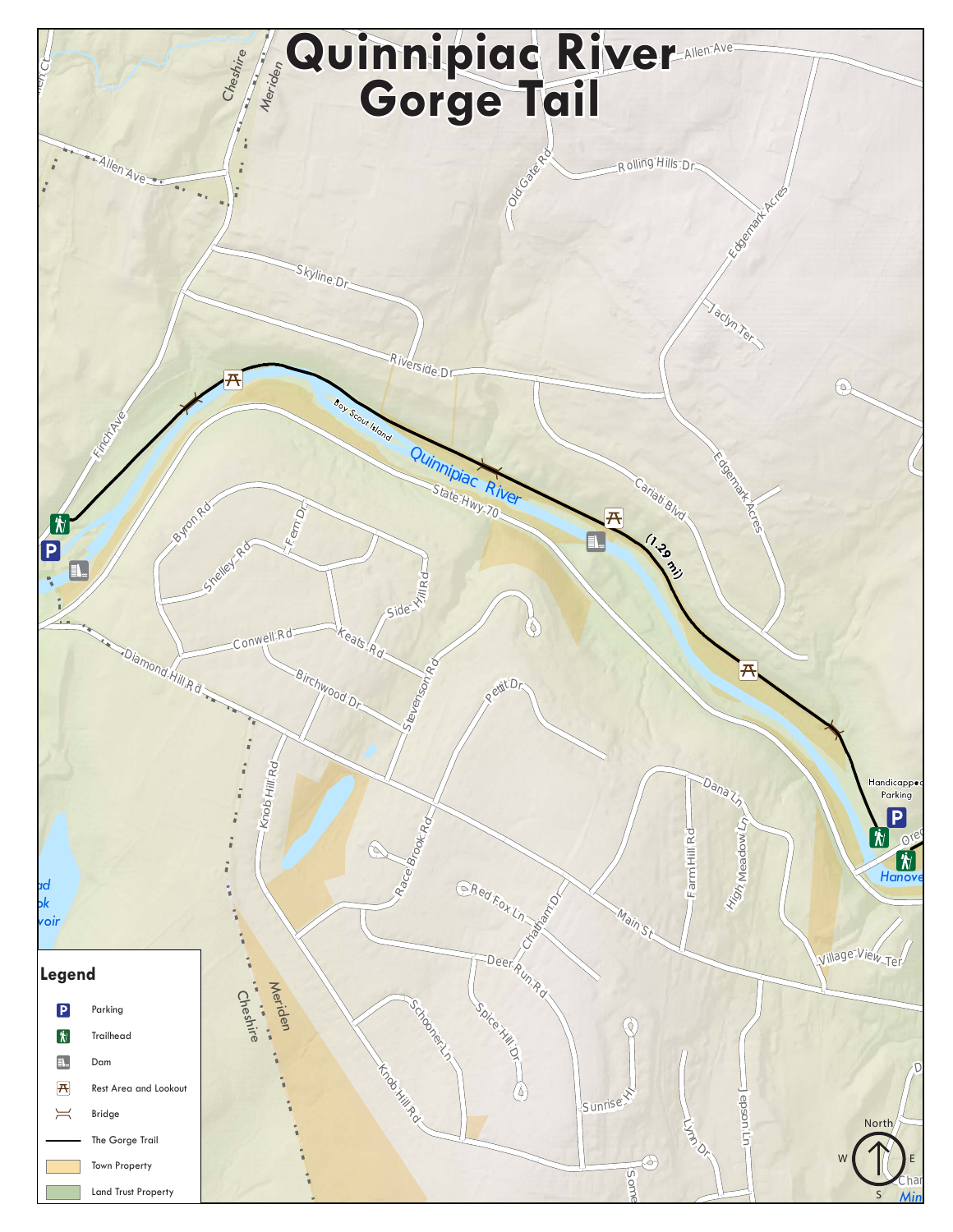# Quinnipiac River Gorge Tail

Allen Ave

Cheshire

Meriden

Allen Ave

Old Gate Rd

Rolling Hills Dr

Edgemark Acres

Skyline Dr

Jaclyn Ter

Riverside Dr

Finch Ave

Boy Scout Island

Quinnipiac River

State Hwy 70

Cariati Blvd

Edgemark Acres

(1.29 mi)

Byron Rd

Fern Dr

Shelley Rd

Side Hill Rd

Conwell Rd

Keats Rd

Diamond Hill Rd

Birchwood Dr

Stevenson Rd

Pettit Dr

Dana Ln

Handicapped Parking

Knob Hill Rd

Race Brook Rd

Farm Hill Rd

High Meadow Ln

Orego

Hanove

Red Fox Ln

Chatham Dr

Main St

Village View Ter

Deer Run Rd

Schooner Ln

Spice Hill Dr

Cheshire

Meriden

Knob Hill Rd

Sunrise Hl

Lynn Dr

Jepson Ln

Some

North

W E S

Char

Min

## Legend

- Parking
- Trailhead
- Dam
- Rest Area and Lookout
- Bridge
- The Gorge Trail
- Town Property
- Land Trust Property